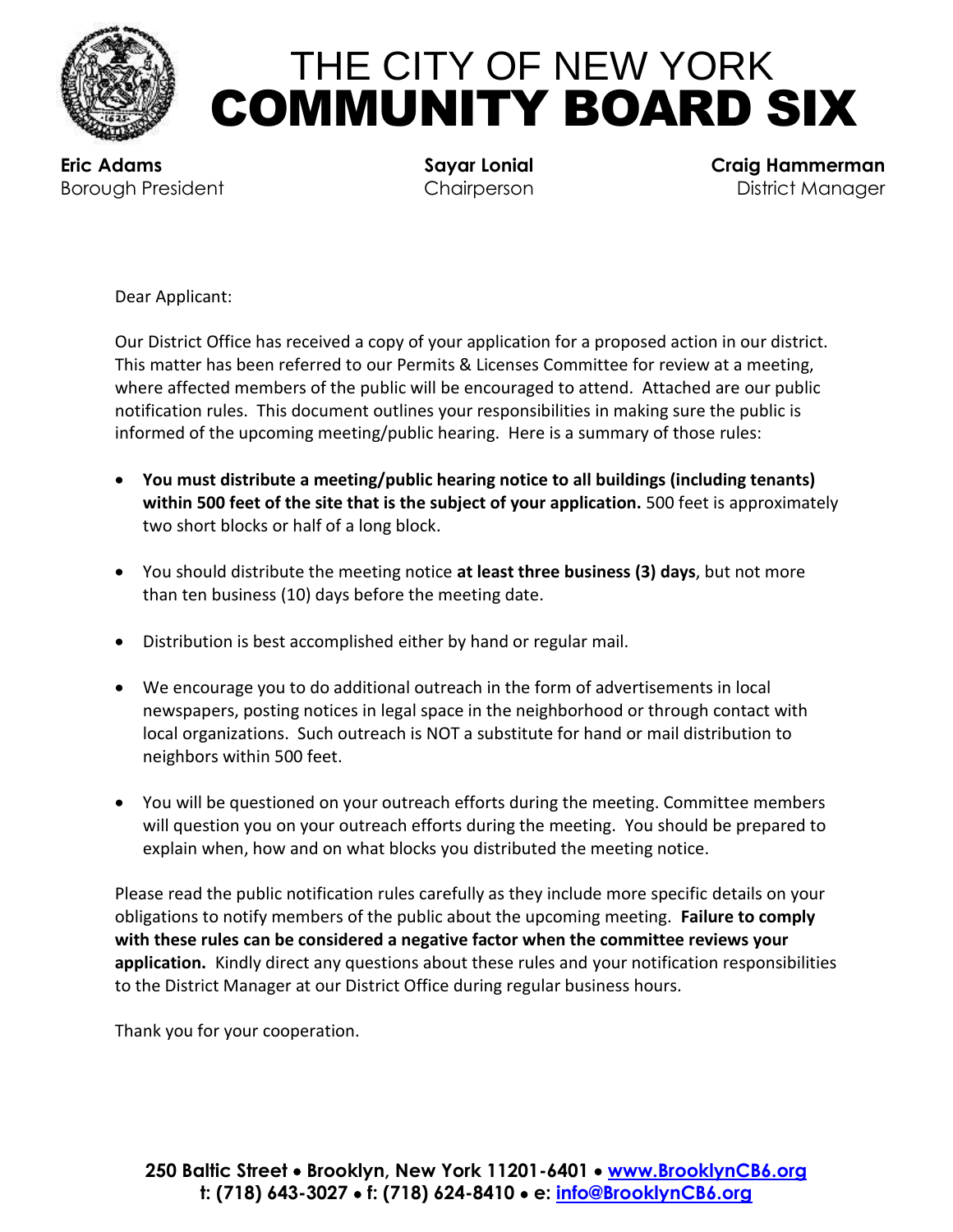# THE CITY OF NEW YORK
# COMMUNITY BOARD SIX

**Eric Adams**
Borough President

**Sayar Lonial**
Chairperson

**Craig Hammerman**
District Manager

Dear Applicant:

Our District Office has received a copy of your application for a proposed action in our district. This matter has been referred to our Permits & Licenses Committee for review at a meeting, where affected members of the public will be encouraged to attend. Attached are our public notification rules. This document outlines your responsibilities in making sure the public is informed of the upcoming meeting/public hearing. Here is a summary of those rules:

- **You must distribute a meeting/public hearing notice to all buildings (including tenants) within 500 feet of the site that is the subject of your application.** 500 feet is approximately two short blocks or half of a long block.
- You should distribute the meeting notice **at least three business (3) days**, but not more than ten business (10) days before the meeting date.
- Distribution is best accomplished either by hand or regular mail.
- We encourage you to do additional outreach in the form of advertisements in local newspapers, posting notices in legal space in the neighborhood or through contact with local organizations. Such outreach is NOT a substitute for hand or mail distribution to neighbors within 500 feet.
- You will be questioned on your outreach efforts during the meeting. Committee members will question you on your outreach efforts during the meeting. You should be prepared to explain when, how and on what blocks you distributed the meeting notice.

Please read the public notification rules carefully as they include more specific details on your obligations to notify members of the public about the upcoming meeting. **Failure to comply with these rules can be considered a negative factor when the committee reviews your application.** Kindly direct any questions about these rules and your notification responsibilities to the District Manager at our District Office during regular business hours.

Thank you for your cooperation.

**250 Baltic Street • Brooklyn, New York 11201-6401 • [www.BrooklynCB6.org](http://www.BrooklynCB6.org)**
**t: (718) 643-3027 • f: (718) 624-8410 • e: [info@BrooklynCB6.org](mailto:info@BrooklynCB6.org)**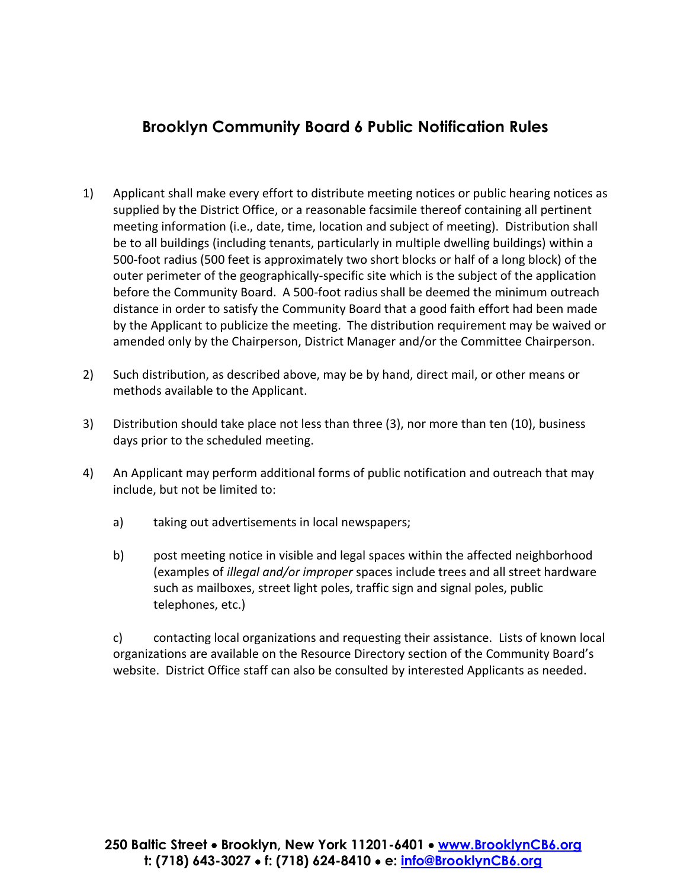## Brooklyn Community Board 6 Public Notification Rules

1) Applicant shall make every effort to distribute meeting notices or public hearing notices as supplied by the District Office, or a reasonable facsimile thereof containing all pertinent meeting information (i.e., date, time, location and subject of meeting). Distribution shall be to all buildings (including tenants, particularly in multiple dwelling buildings) within a 500-foot radius (500 feet is approximately two short blocks or half of a long block) of the outer perimeter of the geographically-specific site which is the subject of the application before the Community Board. A 500-foot radius shall be deemed the minimum outreach distance in order to satisfy the Community Board that a good faith effort had been made by the Applicant to publicize the meeting. The distribution requirement may be waived or amended only by the Chairperson, District Manager and/or the Committee Chairperson.

2) Such distribution, as described above, may be by hand, direct mail, or other means or methods available to the Applicant.

3) Distribution should take place not less than three (3), nor more than ten (10), business days prior to the scheduled meeting.

4) An Applicant may perform additional forms of public notification and outreach that may include, but not be limited to:

   a) taking out advertisements in local newspapers;

   b) post meeting notice in visible and legal spaces within the affected neighborhood (examples of *illegal and/or improper* spaces include trees and all street hardware such as mailboxes, street light poles, traffic sign and signal poles, public telephones, etc.)

   c) contacting local organizations and requesting their assistance. Lists of known local organizations are available on the Resource Directory section of the Community Board's website. District Office staff can also be consulted by interested Applicants as needed.

**250 Baltic Street • Brooklyn, New York 11201-6401 • www.BrooklynCB6.org**
**t: (718) 643-3027 • f: (718) 624-8410 • e: info@BrooklynCB6.org**